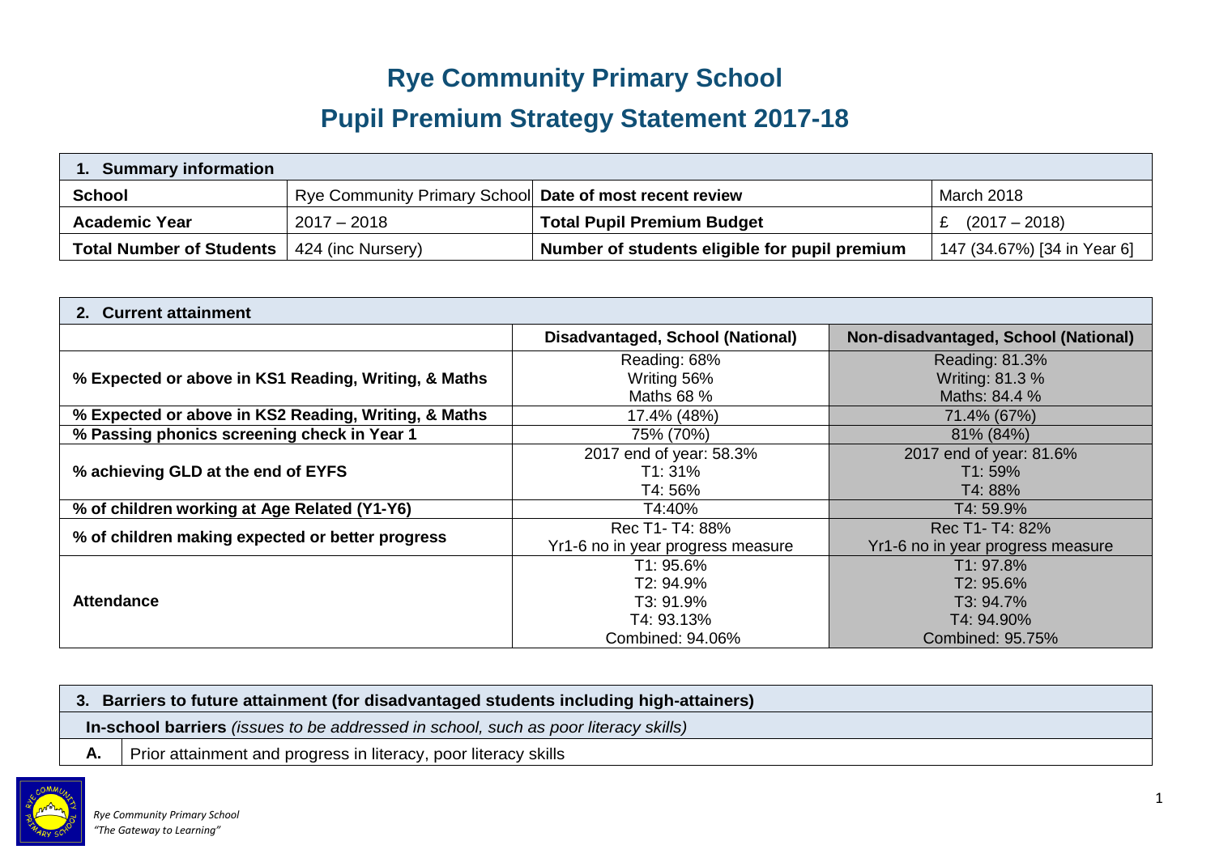# Rye Community Primary School

## Pupil Premium Strategy Statement 2017-18

| 1. Summary information | | | |
|---|---|---|---|
| **School** | Rye Community Primary School | **Date of most recent review** | March 2018 |
| **Academic Year** | 2017 – 2018 | **Total Pupil Premium Budget** | £ (2017 – 2018) |
| **Total Number of Students** | 424 (inc Nursery) | **Number of students eligible for pupil premium** | 147 (34.67%) [34 in Year 6] |

| 2. Current attainment | | |
|---|---|---|
| | **Disadvantaged, School (National)** | **Non-disadvantaged, School (National)** |
| **% Expected or above in KS1 Reading, Writing, & Maths** | Reading: 68%<br>Writing 56%<br>Maths 68 % | Reading: 81.3%<br>Writing: 81.3 %<br>Maths: 84.4 % |
| **% Expected or above in KS2 Reading, Writing, & Maths** | 17.4% (48%) | 71.4% (67%) |
| **% Passing phonics screening check in Year 1** | 75% (70%) | 81% (84%) |
| **% achieving GLD at the end of EYFS** | 2017 end of year: 58.3%<br>T1: 31%<br>T4: 56% | 2017 end of year: 81.6%<br>T1: 59%<br>T4: 88% |
| **% of children working at Age Related (Y1-Y6)** | T4:40% | T4: 59.9% |
| **% of children making expected or better progress** | Rec T1- T4: 88%<br>Yr1-6 no in year progress measure | Rec T1- T4: 82%<br>Yr1-6 no in year progress measure |
| **Attendance** | T1: 95.6%<br>T2: 94.9%<br>T3: 91.9%<br>T4: 93.13%<br>Combined: 94.06% | T1: 97.8%<br>T2: 95.6%<br>T3: 94.7%<br>T4: 94.90%<br>Combined: 95.75% |

| 3. Barriers to future attainment (for disadvantaged students including high-attainers) | |
|---|---|
| **In-school barriers** *(issues to be addressed in school, such as poor literacy skills)* | |
| **A.** | Prior attainment and progress in literacy, poor literacy skills |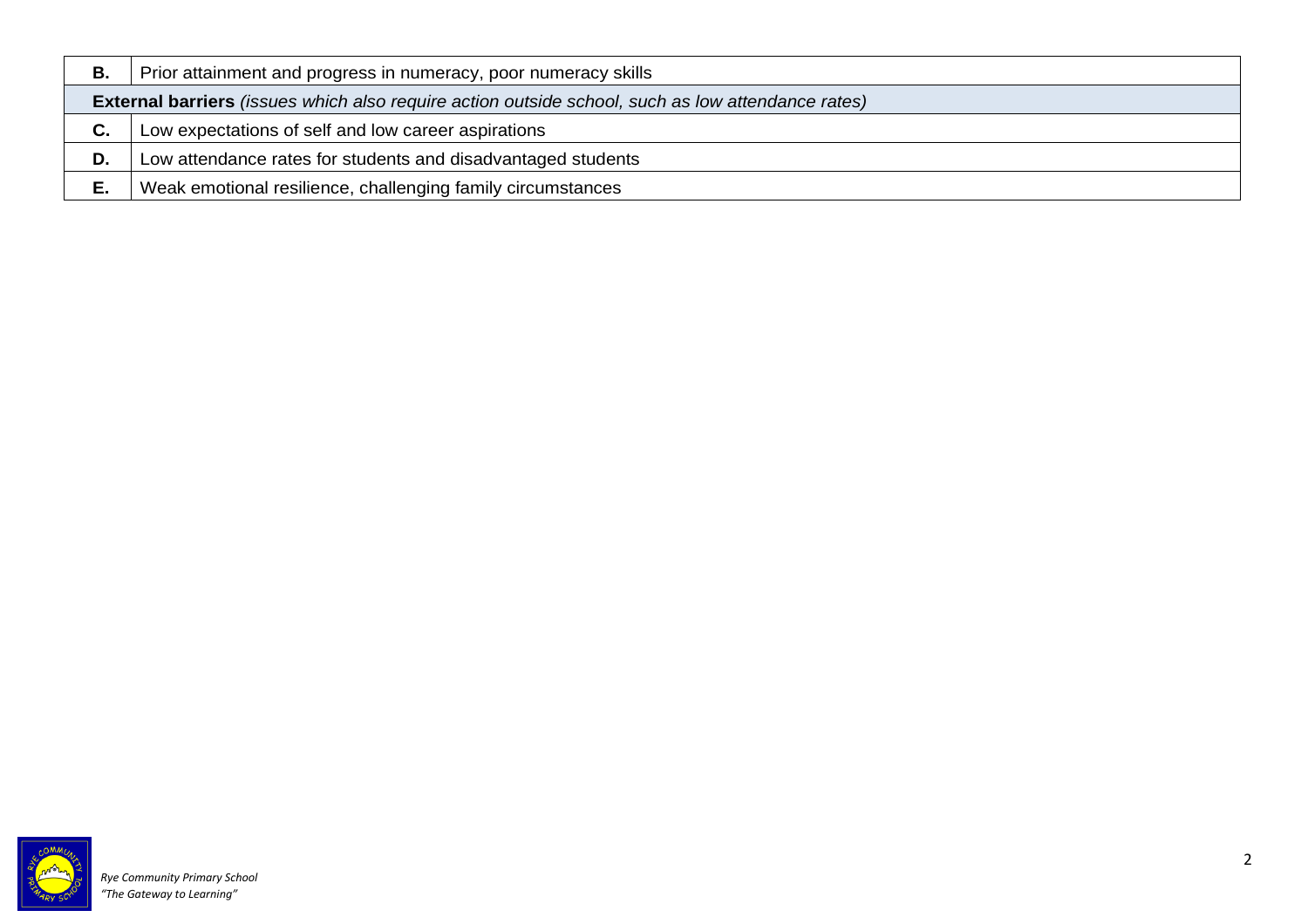| | |
|---|---|
| **B.** | Prior attainment and progress in numeracy, poor numeracy skills |
| **External barriers** *(issues which also require action outside school, such as low attendance rates)* | |
| **C.** | Low expectations of self and low career aspirations |
| **D.** | Low attendance rates for students and disadvantaged students |
| **E.** | Weak emotional resilience, challenging family circumstances |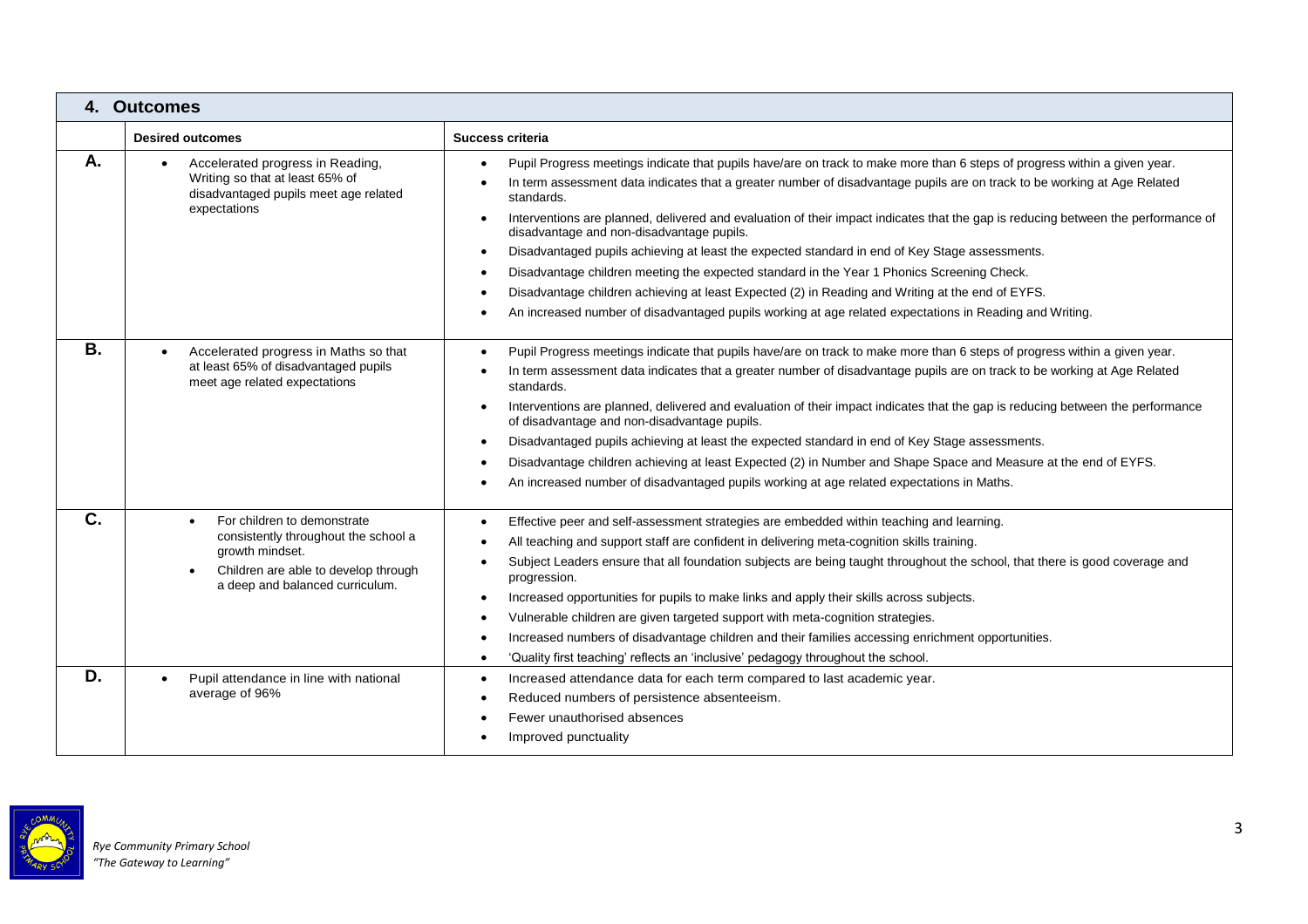## 4. Outcomes

| | Desired outcomes | Success criteria |
|---|---|---|
| **A.** | • Accelerated progress in Reading, Writing so that at least 65% of disadvantaged pupils meet age related expectations | • Pupil Progress meetings indicate that pupils have/are on track to make more than 6 steps of progress within a given year.<br>• In term assessment data indicates that a greater number of disadvantage pupils are on track to be working at Age Related standards.<br>• Interventions are planned, delivered and evaluation of their impact indicates that the gap is reducing between the performance of disadvantage and non-disadvantage pupils.<br>• Disadvantaged pupils achieving at least the expected standard in end of Key Stage assessments.<br>• Disadvantage children meeting the expected standard in the Year 1 Phonics Screening Check.<br>• Disadvantage children achieving at least Expected (2) in Reading and Writing at the end of EYFS.<br>• An increased number of disadvantaged pupils working at age related expectations in Reading and Writing. |
| **B.** | • Accelerated progress in Maths so that at least 65% of disadvantaged pupils meet age related expectations | • Pupil Progress meetings indicate that pupils have/are on track to make more than 6 steps of progress within a given year.<br>• In term assessment data indicates that a greater number of disadvantage pupils are on track to be working at Age Related standards.<br>• Interventions are planned, delivered and evaluation of their impact indicates that the gap is reducing between the performance of disadvantage and non-disadvantage pupils.<br>• Disadvantaged pupils achieving at least the expected standard in end of Key Stage assessments.<br>• Disadvantage children achieving at least Expected (2) in Number and Shape Space and Measure at the end of EYFS.<br>• An increased number of disadvantaged pupils working at age related expectations in Maths. |
| **C.** | • For children to demonstrate consistently throughout the school a growth mindset.<br>• Children are able to develop through a deep and balanced curriculum. | • Effective peer and self-assessment strategies are embedded within teaching and learning.<br>• All teaching and support staff are confident in delivering meta-cognition skills training.<br>• Subject Leaders ensure that all foundation subjects are being taught throughout the school, that there is good coverage and progression.<br>• Increased opportunities for pupils to make links and apply their skills across subjects.<br>• Vulnerable children are given targeted support with meta-cognition strategies.<br>• Increased numbers of disadvantage children and their families accessing enrichment opportunities.<br>• 'Quality first teaching' reflects an 'inclusive' pedagogy throughout the school. |
| **D.** | • Pupil attendance in line with national average of 96% | • Increased attendance data for each term compared to last academic year.<br>• Reduced numbers of persistence absenteeism.<br>• Fewer unauthorised absences<br>• Improved punctuality |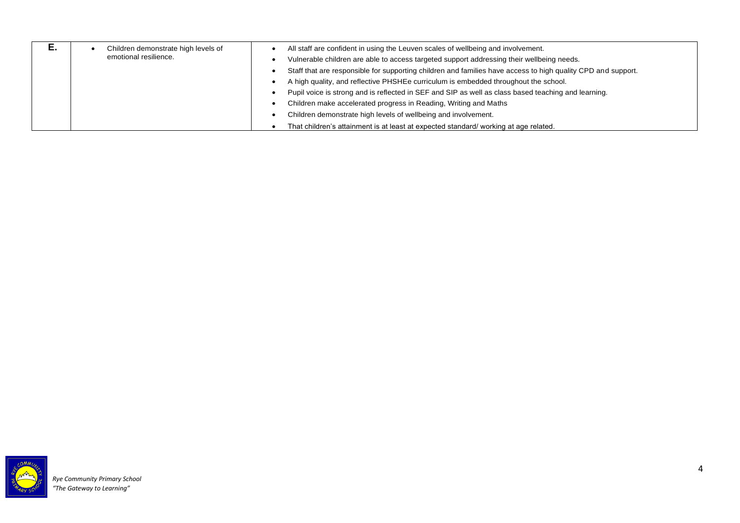| E. | Children demonstrate high levels of emotional resilience. | <ul><li>All staff are confident in using the Leuven scales of wellbeing and involvement.</li><li>Vulnerable children are able to access targeted support addressing their wellbeing needs.</li><li>Staff that are responsible for supporting children and families have access to high quality CPD and support.</li><li>A high quality, and reflective PHSHEe curriculum is embedded throughout the school.</li><li>Pupil voice is strong and is reflected in SEF and SIP as well as class based teaching and learning.</li><li>Children make accelerated progress in Reading, Writing and Maths</li><li>Children demonstrate high levels of wellbeing and involvement.</li><li>That children's attainment is at least at expected standard/ working at age related.</li></ul> |
|---|---|---|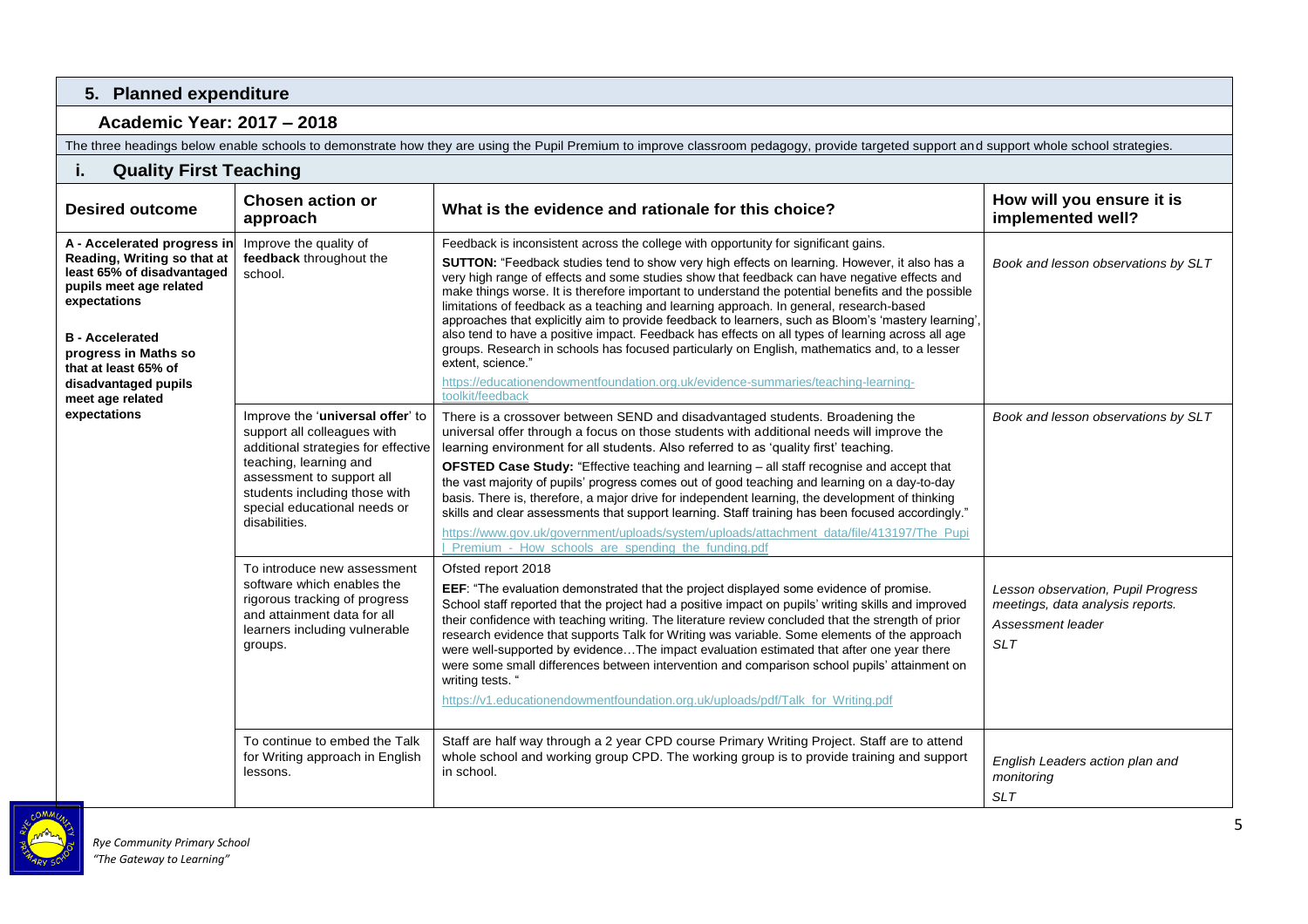## 5. Planned expenditure

### Academic Year: 2017 – 2018

The three headings below enable schools to demonstrate how they are using the Pupil Premium to improve classroom pedagogy, provide targeted support and support whole school strategies.

### i. Quality First Teaching

| Desired outcome | Chosen action or approach | What is the evidence and rationale for this choice? | How will you ensure it is implemented well? |
|---|---|---|---|
| **A - Accelerated progress in Reading, Writing so that at least 65% of disadvantaged pupils meet age related expectations**<br><br>**B - Accelerated progress in Maths so that at least 65% of disadvantaged pupils meet age related expectations** | Improve the quality of **feedback** throughout the school. | Feedback is inconsistent across the college with opportunity for significant gains.<br>**SUTTON:** "Feedback studies tend to show very high effects on learning. However, it also has a very high range of effects and some studies show that feedback can have negative effects and make things worse. It is therefore important to understand the potential benefits and the possible limitations of feedback as a teaching and learning approach. In general, research-based approaches that explicitly aim to provide feedback to learners, such as Bloom's 'mastery learning', also tend to have a positive impact. Feedback has effects on all types of learning across all age groups. Research in schools has focused particularly on English, mathematics and, to a lesser extent, science."<br>https://educationendowmentfoundation.org.uk/evidence-summaries/teaching-learning-toolkit/feedback | *Book and lesson observations by SLT* |
| | Improve the '**universal offer**' to support all colleagues with additional strategies for effective teaching, learning and assessment to support all students including those with special educational needs or disabilities. | There is a crossover between SEND and disadvantaged students. Broadening the universal offer through a focus on those students with additional needs will improve the learning environment for all students. Also referred to as 'quality first' teaching.<br>**OFSTED Case Study:** "Effective teaching and learning – all staff recognise and accept that the vast majority of pupils' progress comes out of good teaching and learning on a day-to-day basis. There is, therefore, a major drive for independent learning, the development of thinking skills and clear assessments that support learning. Staff training has been focused accordingly."<br>https://www.gov.uk/government/uploads/system/uploads/attachment_data/file/413197/The_Pupil_Premium_-_How_schools_are_spending_the_funding.pdf | *Book and lesson observations by SLT* |
| | To introduce new assessment software which enables the rigorous tracking of progress and attainment data for all learners including vulnerable groups. | Ofsted report 2018<br>**EEF**: "The evaluation demonstrated that the project displayed some evidence of promise. School staff reported that the project had a positive impact on pupils' writing skills and improved their confidence with teaching writing. The literature review concluded that the strength of prior research evidence that supports Talk for Writing was variable. Some elements of the approach were well-supported by evidence…The impact evaluation estimated that after one year there were some small differences between intervention and comparison school pupils' attainment on writing tests. "<br>https://v1.educationendowmentfoundation.org.uk/uploads/pdf/Talk_for_Writing.pdf | *Lesson observation, Pupil Progress meetings, data analysis reports.*<br>*Assessment leader*<br>*SLT* |
| | To continue to embed the Talk for Writing approach in English lessons. | Staff are half way through a 2 year CPD course Primary Writing Project. Staff are to attend whole school and working group CPD. The working group is to provide training and support in school. | *English Leaders action plan and monitoring*<br>*SLT* |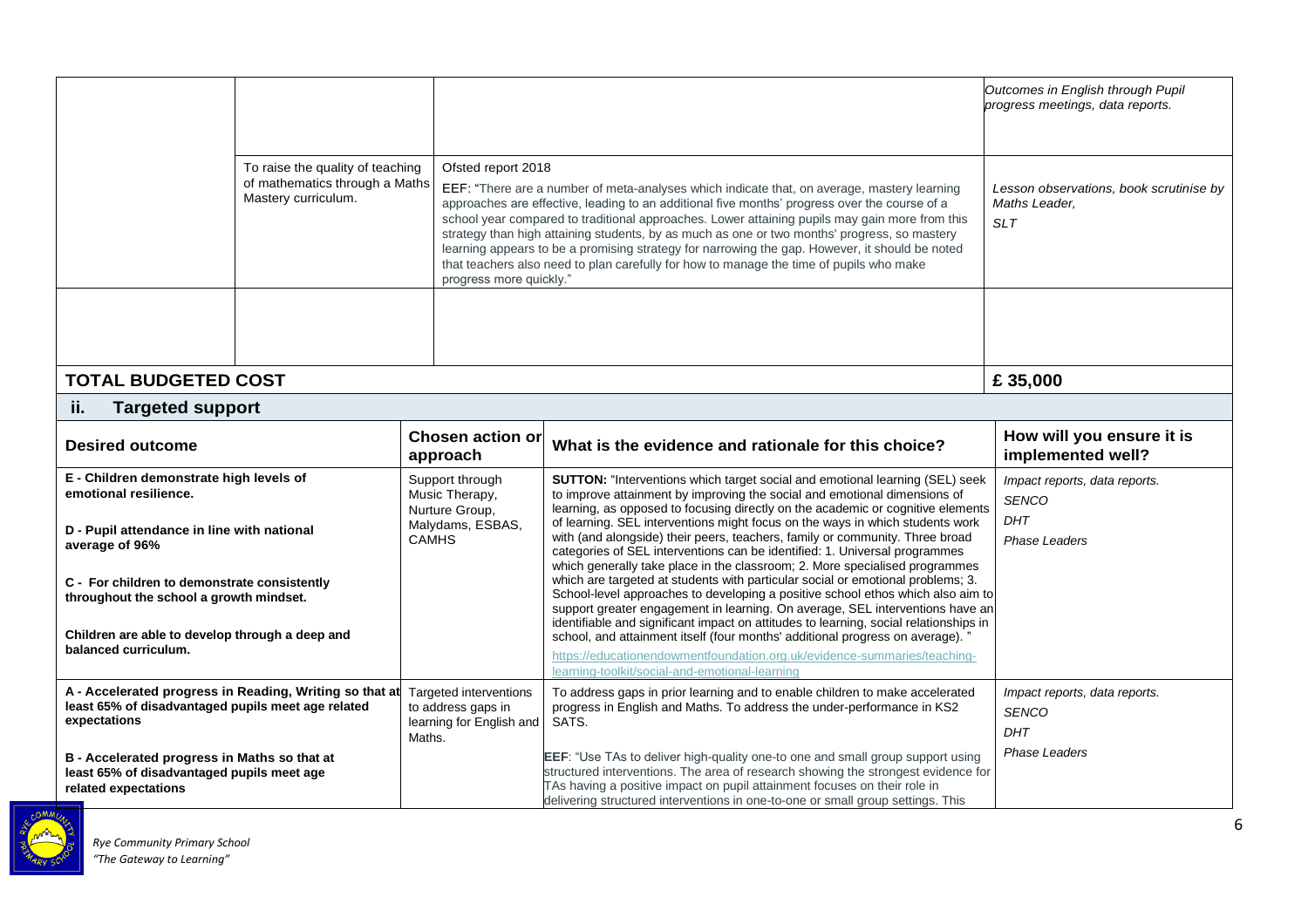| | | | |
|---|---|---|---|
| | | | *Outcomes in English through Pupil progress meetings, data reports.* |
| | To raise the quality of teaching of mathematics through a Maths Mastery curriculum. | Ofsted report 2018<br><br>EEF: "There are a number of meta-analyses which indicate that, on average, mastery learning approaches are effective, leading to an additional five months' progress over the course of a school year compared to traditional approaches. Lower attaining pupils may gain more from this strategy than high attaining students, by as much as one or two months' progress, so mastery learning appears to be a promising strategy for narrowing the gap. However, it should be noted that teachers also need to plan carefully for how to manage the time of pupils who make progress more quickly." | *Lesson observations, book scrutinise by Maths Leader, SLT* |
| | | | |
| **TOTAL BUDGETED COST** | | | **£ 35,000** |

## ii. Targeted support

| Desired outcome | Chosen action or approach | What is the evidence and rationale for this choice? | How will you ensure it is implemented well? |
|---|---|---|---|
| **E - Children demonstrate high levels of emotional resilience.**<br><br>**D - Pupil attendance in line with national average of 96%**<br><br>**C - For children to demonstrate consistently throughout the school a growth mindset.**<br><br>**Children are able to develop through a deep and balanced curriculum.** | Support through Music Therapy, Nurture Group, Malydams, ESBAS, CAMHS | **SUTTON:** "Interventions which target social and emotional learning (SEL) seek to improve attainment by improving the social and emotional dimensions of learning, as opposed to focusing directly on the academic or cognitive elements of learning. SEL interventions might focus on the ways in which students work with (and alongside) their peers, teachers, family or community. Three broad categories of SEL interventions can be identified: 1. Universal programmes which generally take place in the classroom; 2. More specialised programmes which are targeted at students with particular social or emotional problems; 3. School-level approaches to developing a positive school ethos which also aim to support greater engagement in learning. On average, SEL interventions have an identifiable and significant impact on attitudes to learning, social relationships in school, and attainment itself (four months' additional progress on average). "<br><br>https://educationendowmentfoundation.org.uk/evidence-summaries/teaching-learning-toolkit/social-and-emotional-learning | *Impact reports, data reports.*<br>*SENCO*<br>*DHT*<br>*Phase Leaders* |
| **A - Accelerated progress in Reading, Writing so that at least 65% of disadvantaged pupils meet age related expectations**<br><br>**B - Accelerated progress in Maths so that at least 65% of disadvantaged pupils meet age related expectations** | Targeted interventions to address gaps in learning for English and Maths. | To address gaps in prior learning and to enable children to make accelerated progress in English and Maths. To address the under-performance in KS2 SATS.<br><br>**EEF**: "Use TAs to deliver high-quality one-to one and small group support using structured interventions. The area of research showing the strongest evidence for TAs having a positive impact on pupil attainment focuses on their role in delivering structured interventions in one-to-one or small group settings. This | *Impact reports, data reports.*<br>*SENCO*<br>*DHT*<br>*Phase Leaders* |

*Rye Community Primary School*
*"The Gateway to Learning"*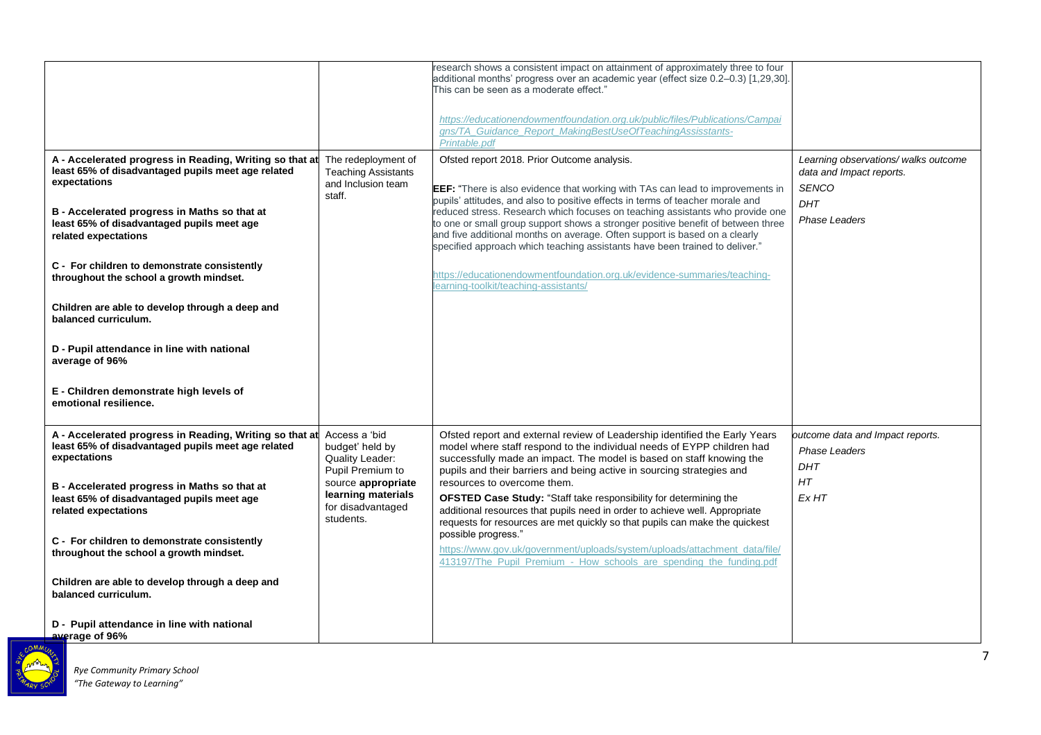| | | | |
|---|---|---|---|
| | | research shows a consistent impact on attainment of approximately three to four additional months' progress over an academic year (effect size 0.2–0.3) [1,29,30]. This can be seen as a moderate effect."<br><br>*https://educationendowmentfoundation.org.uk/public/files/Publications/Campaigns/TA_Guidance_Report_MakingBestUseOfTeachingAssisstants-Printable.pdf* | |
| **A - Accelerated progress in Reading, Writing so that at least 65% of disadvantaged pupils meet age related expectations**<br><br>**B - Accelerated progress in Maths so that at least 65% of disadvantaged pupils meet age related expectations**<br><br>**C - For children to demonstrate consistently throughout the school a growth mindset.**<br><br>**Children are able to develop through a deep and balanced curriculum.**<br><br>**D - Pupil attendance in line with national average of 96%**<br><br>**E - Children demonstrate high levels of emotional resilience.** | The redeployment of Teaching Assistants and Inclusion team staff. | Ofsted report 2018. Prior Outcome analysis.<br><br>**EEF:** "There is also evidence that working with TAs can lead to improvements in pupils' attitudes, and also to positive effects in terms of teacher morale and reduced stress. Research which focuses on teaching assistants who provide one to one or small group support shows a stronger positive benefit of between three and five additional months on average. Often support is based on a clearly specified approach which teaching assistants have been trained to deliver."<br><br>https://educationendowmentfoundation.org.uk/evidence-summaries/teaching-learning-toolkit/teaching-assistants/ | *Learning observations/ walks outcome data and Impact reports.*<br>*SENCO*<br>*DHT*<br>*Phase Leaders* |
| **A - Accelerated progress in Reading, Writing so that at least 65% of disadvantaged pupils meet age related expectations**<br><br>**B - Accelerated progress in Maths so that at least 65% of disadvantaged pupils meet age related expectations**<br><br>**C - For children to demonstrate consistently throughout the school a growth mindset.**<br><br>**Children are able to develop through a deep and balanced curriculum.**<br><br>**D - Pupil attendance in line with national average of 96%** | Access a 'bid budget' held by Quality Leader: Pupil Premium to source **appropriate learning materials** for disadvantaged students. | Ofsted report and external review of Leadership identified the Early Years model where staff respond to the individual needs of EYPP children had successfully made an impact. The model is based on staff knowing the pupils and their barriers and being active in sourcing strategies and resources to overcome them.<br><br>**OFSTED Case Study:** "Staff take responsibility for determining the additional resources that pupils need in order to achieve well. Appropriate requests for resources are met quickly so that pupils can make the quickest possible progress."<br><br>https://www.gov.uk/government/uploads/system/uploads/attachment_data/file/413197/The_Pupil_Premium_-_How_schools_are_spending_the_funding.pdf | *outcome data and Impact reports.*<br>*Phase Leaders*<br>*DHT*<br>*HT*<br>*Ex HT* |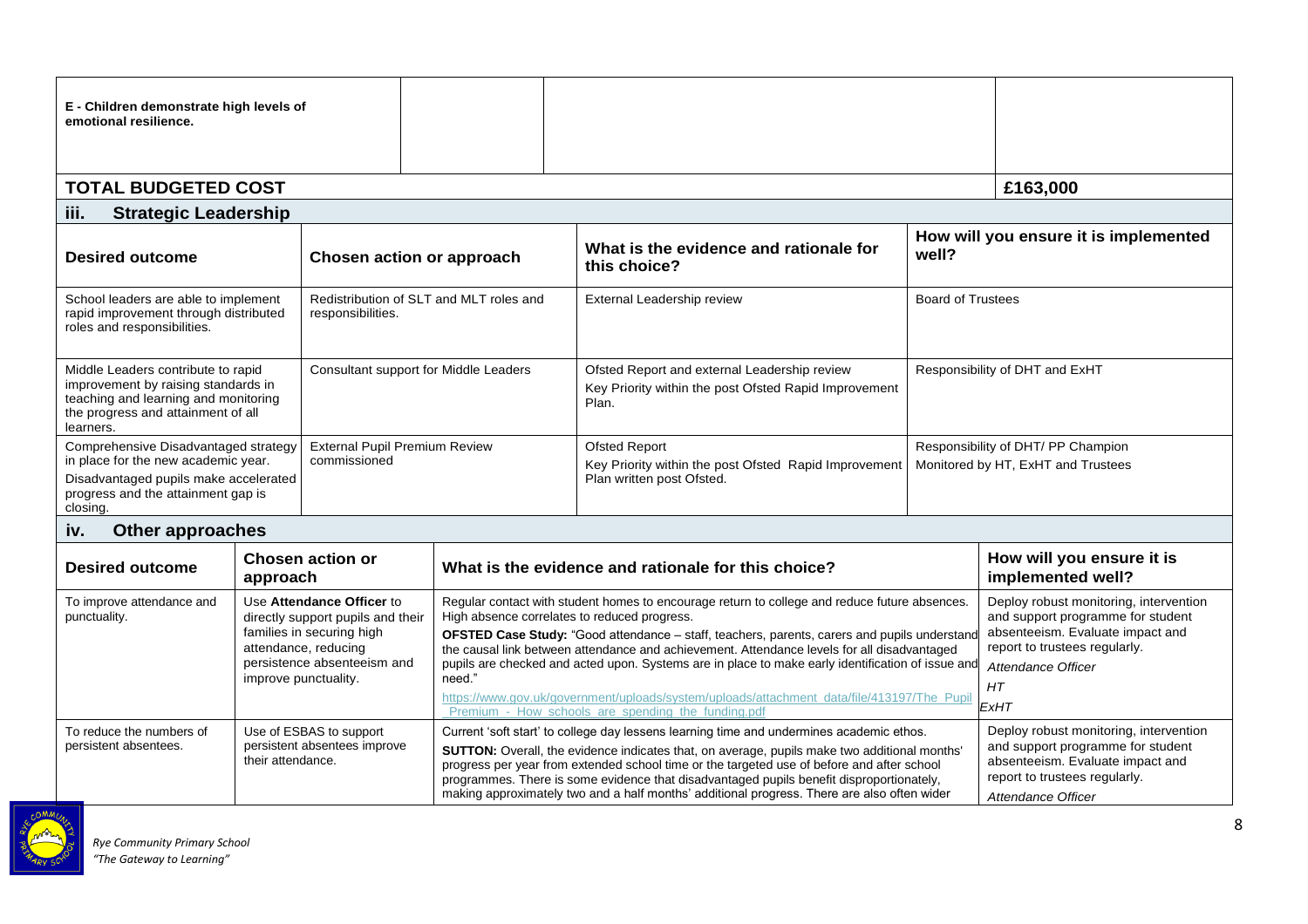| E - Children demonstrate high levels of emotional resilience. | | | |
|---|---|---|---|

| **TOTAL BUDGETED COST** | **£163,000** |
|---|---|

## iii. Strategic Leadership

| Desired outcome | Chosen action or approach | What is the evidence and rationale for this choice? | How will you ensure it is implemented well? |
|---|---|---|---|
| School leaders are able to implement rapid improvement through distributed roles and responsibilities. | Redistribution of SLT and MLT roles and responsibilities. | External Leadership review | Board of Trustees |
| Middle Leaders contribute to rapid improvement by raising standards in teaching and learning and monitoring the progress and attainment of all learners. | Consultant support for Middle Leaders | Ofsted Report and external Leadership review<br>Key Priority within the post Ofsted Rapid Improvement Plan. | Responsibility of DHT and ExHT |
| Comprehensive Disadvantaged strategy in place for the new academic year.<br>Disadvantaged pupils make accelerated progress and the attainment gap is closing. | External Pupil Premium Review commissioned | Ofsted Report<br>Key Priority within the post Ofsted Rapid Improvement Plan written post Ofsted. | Responsibility of DHT/ PP Champion<br>Monitored by HT, ExHT and Trustees |

## iv. Other approaches

| Desired outcome | Chosen action or approach | What is the evidence and rationale for this choice? | How will you ensure it is implemented well? |
|---|---|---|---|
| To improve attendance and punctuality. | Use **Attendance Officer** to directly support pupils and their families in securing high attendance, reducing persistence absenteeism and improve punctuality. | Regular contact with student homes to encourage return to college and reduce future absences. High absence correlates to reduced progress.<br>**OFSTED Case Study:** "Good attendance – staff, teachers, parents, carers and pupils understand the causal link between attendance and achievement. Attendance levels for all disadvantaged pupils are checked and acted upon. Systems are in place to make early identification of issue and need."<br>https://www.gov.uk/government/uploads/system/uploads/attachment_data/file/413197/The_Pupil_Premium_-_How_schools_are_spending_the_funding.pdf | Deploy robust monitoring, intervention and support programme for student absenteeism. Evaluate impact and report to trustees regularly.<br>*Attendance Officer*<br>*HT*<br>*ExHT* |
| To reduce the numbers of persistent absentees. | Use of ESBAS to support persistent absentees improve their attendance. | Current 'soft start' to college day lessens learning time and undermines academic ethos.<br>**SUTTON:** Overall, the evidence indicates that, on average, pupils make two additional months' progress per year from extended school time or the targeted use of before and after school programmes. There is some evidence that disadvantaged pupils benefit disproportionately, making approximately two and a half months' additional progress. There are also often wider | Deploy robust monitoring, intervention and support programme for student absenteeism. Evaluate impact and report to trustees regularly.<br>*Attendance Officer* |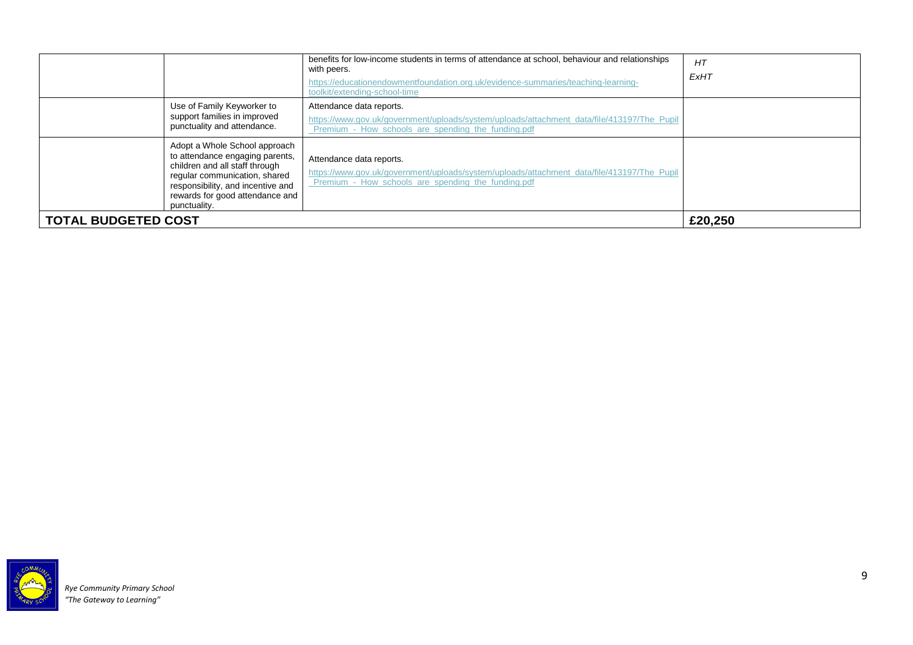| | | | |
|---|---|---|---|
| | | benefits for low-income students in terms of attendance at school, behaviour and relationships with peers.<br>https://educationendowmentfoundation.org.uk/evidence-summaries/teaching-learning-toolkit/extending-school-time | *HT*<br>*ExHT* |
| | Use of Family Keyworker to support families in improved punctuality and attendance. | Attendance data reports.<br>https://www.gov.uk/government/uploads/system/uploads/attachment_data/file/413197/The_Pupil_Premium_-_How_schools_are_spending_the_funding.pdf | |
| | Adopt a Whole School approach to attendance engaging parents, children and all staff through regular communication, shared responsibility, and incentive and rewards for good attendance and punctuality. | Attendance data reports.<br>https://www.gov.uk/government/uploads/system/uploads/attachment_data/file/413197/The_Pupil_Premium_-_How_schools_are_spending_the_funding.pdf | |
| **TOTAL BUDGETED COST** | | | **£20,250** |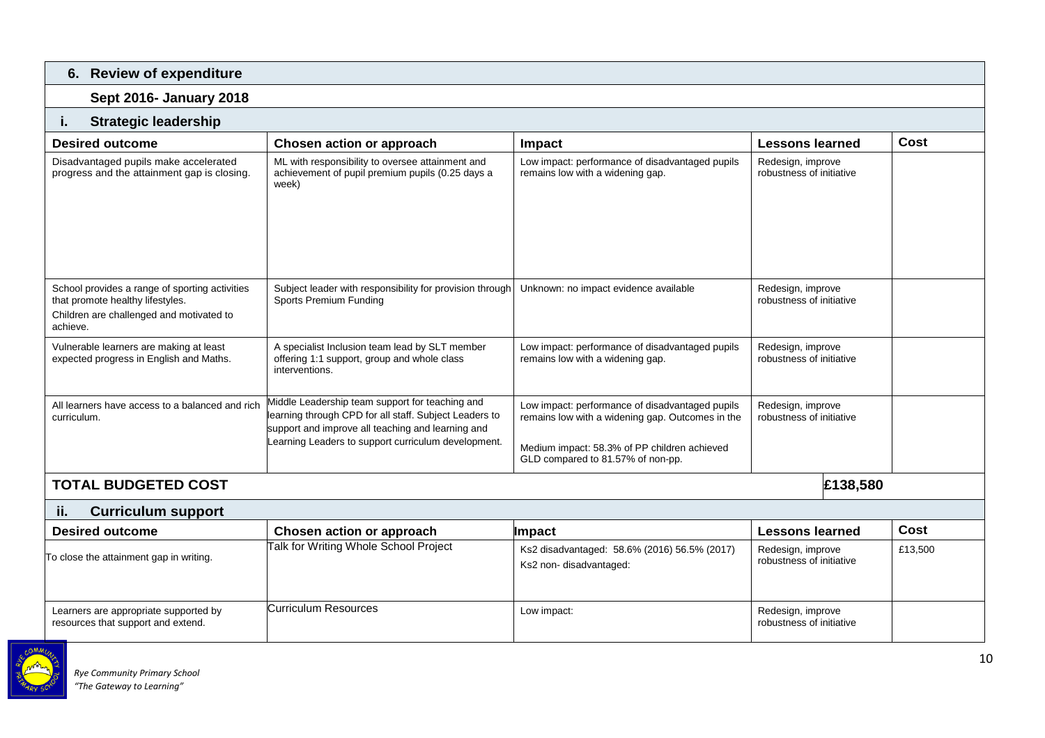## 6. Review of expenditure

### Sept 2016- January 2018

### i. Strategic leadership

| Desired outcome | Chosen action or approach | Impact | Lessons learned | Cost |
|---|---|---|---|---|
| Disadvantaged pupils make accelerated progress and the attainment gap is closing. | ML with responsibility to oversee attainment and achievement of pupil premium pupils (0.25 days a week) | Low impact: performance of disadvantaged pupils remains low with a widening gap. | Redesign, improve robustness of initiative | |
| School provides a range of sporting activities that promote healthy lifestyles.<br>Children are challenged and motivated to achieve. | Subject leader with responsibility for provision through Sports Premium Funding | Unknown: no impact evidence available | Redesign, improve robustness of initiative | |
| Vulnerable learners are making at least expected progress in English and Maths. | A specialist Inclusion team lead by SLT member offering 1:1 support, group and whole class interventions. | Low impact: performance of disadvantaged pupils remains low with a widening gap. | Redesign, improve robustness of initiative | |
| All learners have access to a balanced and rich curriculum. | Middle Leadership team support for teaching and learning through CPD for all staff. Subject Leaders to support and improve all teaching and learning and Learning Leaders to support curriculum development. | Low impact: performance of disadvantaged pupils remains low with a widening gap. Outcomes in the<br><br>Medium impact: 58.3% of PP children achieved GLD compared to 81.57% of non-pp. | Redesign, improve robustness of initiative | |
| **TOTAL BUDGETED COST** | | | | **£138,580** |

### ii. Curriculum support

| Desired outcome | Chosen action or approach | Impact | Lessons learned | Cost |
|---|---|---|---|---|
| To close the attainment gap in writing. | Talk for Writing Whole School Project | Ks2 disadvantaged: 58.6% (2016) 56.5% (2017)<br>Ks2 non- disadvantaged: | Redesign, improve robustness of initiative | £13,500 |
| Learners are appropriate supported by resources that support and extend. | Curriculum Resources | Low impact: | Redesign, improve robustness of initiative | |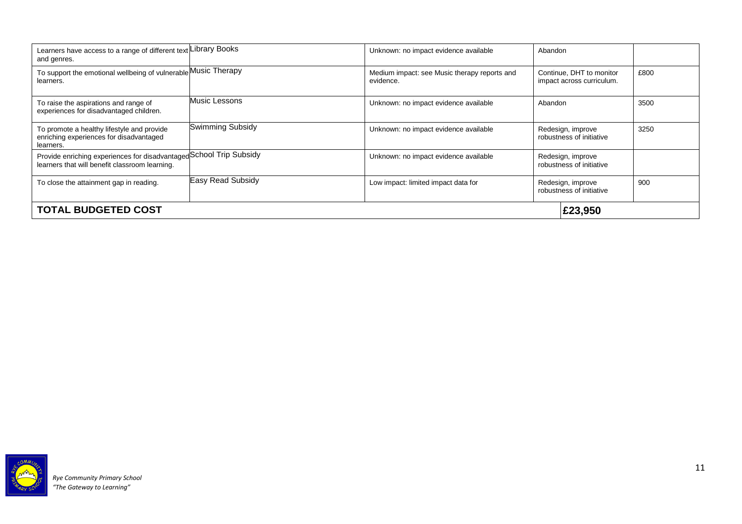| | | | | |
|---|---|---|---|---|
| Learners have access to a range of different text and genres. | Library Books | Unknown: no impact evidence available | Abandon | |
| To support the emotional wellbeing of vulnerable learners. | Music Therapy | Medium impact: see Music therapy reports and evidence. | Continue, DHT to monitor impact across curriculum. | £800 |
| To raise the aspirations and range of experiences for disadvantaged children. | Music Lessons | Unknown: no impact evidence available | Abandon | 3500 |
| To promote a healthy lifestyle and provide enriching experiences for disadvantaged learners. | Swimming Subsidy | Unknown: no impact evidence available | Redesign, improve robustness of initiative | 3250 |
| Provide enriching experiences for disadvantaged learners that will benefit classroom learning. | School Trip Subsidy | Unknown: no impact evidence available | Redesign, improve robustness of initiative | |
| To close the attainment gap in reading. | Easy Read Subsidy | Low impact: limited impact data for | Redesign, improve robustness of initiative | 900 |
| **TOTAL BUDGETED COST** | | | **£23,950** | |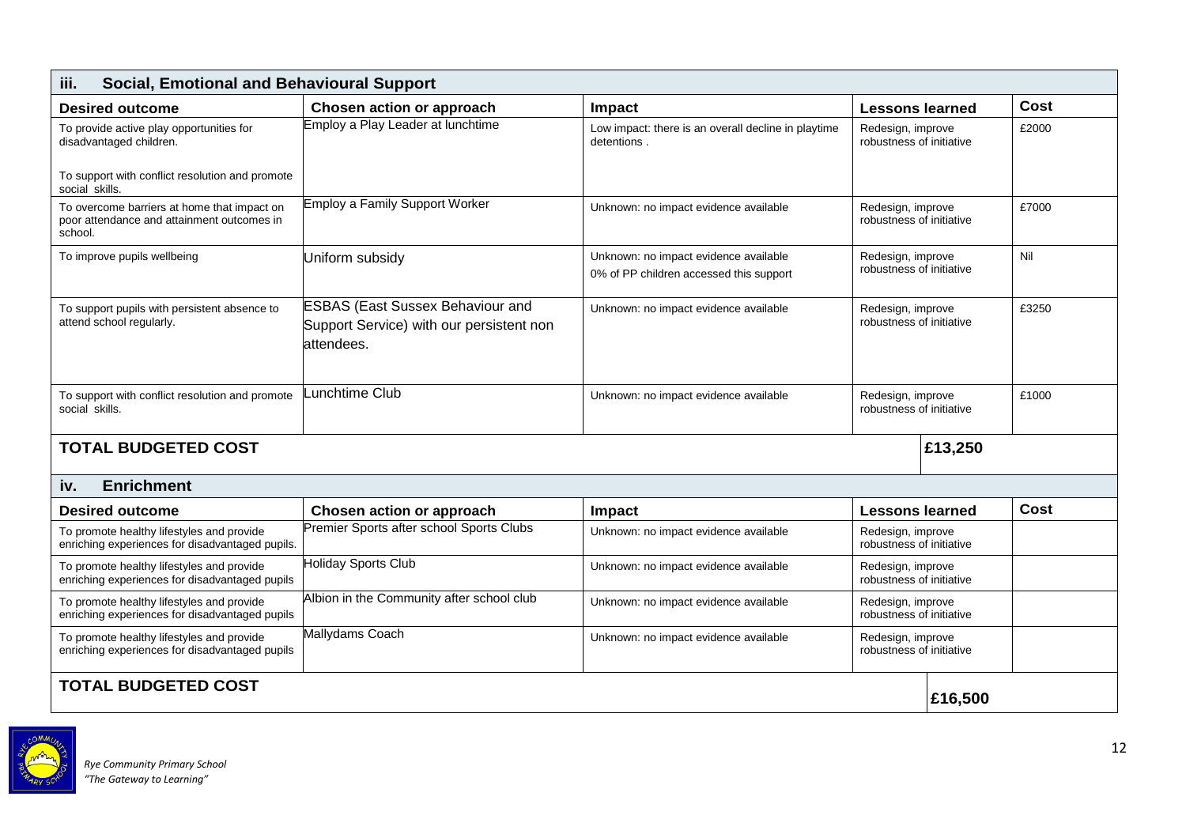## iii. Social, Emotional and Behavioural Support

| Desired outcome | Chosen action or approach | Impact | Lessons learned | Cost |
|---|---|---|---|---|
| To provide active play opportunities for disadvantaged children.<br><br>To support with conflict resolution and promote social skills. | Employ a Play Leader at lunchtime | Low impact: there is an overall decline in playtime detentions . | Redesign, improve robustness of initiative | £2000 |
| To overcome barriers at home that impact on poor attendance and attainment outcomes in school. | Employ a Family Support Worker | Unknown: no impact evidence available | Redesign, improve robustness of initiative | £7000 |
| To improve pupils wellbeing | Uniform subsidy | Unknown: no impact evidence available<br>0% of PP children accessed this support | Redesign, improve robustness of initiative | Nil |
| To support pupils with persistent absence to attend school regularly. | ESBAS (East Sussex Behaviour and Support Service) with our persistent non attendees. | Unknown: no impact evidence available | Redesign, improve robustness of initiative | £3250 |
| To support with conflict resolution and promote social skills. | Lunchtime Club | Unknown: no impact evidence available | Redesign, improve robustness of initiative | £1000 |
| **TOTAL BUDGETED COST** | | | | **£13,250** |

## iv. Enrichment

| Desired outcome | Chosen action or approach | Impact | Lessons learned | Cost |
|---|---|---|---|---|
| To promote healthy lifestyles and provide enriching experiences for disadvantaged pupils. | Premier Sports after school Sports Clubs | Unknown: no impact evidence available | Redesign, improve robustness of initiative | |
| To promote healthy lifestyles and provide enriching experiences for disadvantaged pupils | Holiday Sports Club | Unknown: no impact evidence available | Redesign, improve robustness of initiative | |
| To promote healthy lifestyles and provide enriching experiences for disadvantaged pupils | Albion in the Community after school club | Unknown: no impact evidence available | Redesign, improve robustness of initiative | |
| To promote healthy lifestyles and provide enriching experiences for disadvantaged pupils | Mallydams Coach | Unknown: no impact evidence available | Redesign, improve robustness of initiative | |
| **TOTAL BUDGETED COST** | | | | **£16,500** |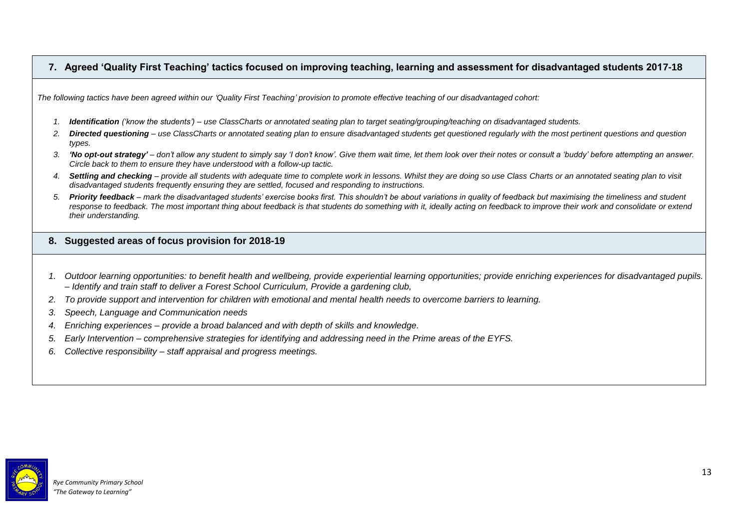## 7. Agreed 'Quality First Teaching' tactics focused on improving teaching, learning and assessment for disadvantaged students 2017-18

*The following tactics have been agreed within our 'Quality First Teaching' provision to promote effective teaching of our disadvantaged cohort:*

1. ***Identification*** *('know the students') – use ClassCharts or annotated seating plan to target seating/grouping/teaching on disadvantaged students.*
2. ***Directed questioning*** *– use ClassCharts or annotated seating plan to ensure disadvantaged students get questioned regularly with the most pertinent questions and question types.*
3. ***'No opt-out strategy'*** *– don't allow any student to simply say 'I don't know'. Give them wait time, let them look over their notes or consult a 'buddy' before attempting an answer. Circle back to them to ensure they have understood with a follow-up tactic.*
4. ***Settling and checking*** *– provide all students with adequate time to complete work in lessons. Whilst they are doing so use Class Charts or an annotated seating plan to visit disadvantaged students frequently ensuring they are settled, focused and responding to instructions.*
5. ***Priority feedback*** *– mark the disadvantaged students' exercise books first. This shouldn't be about variations in quality of feedback but maximising the timeliness and student response to feedback. The most important thing about feedback is that students do something with it, ideally acting on feedback to improve their work and consolidate or extend their understanding.*

## 8. Suggested areas of focus provision for 2018-19

1. *Outdoor learning opportunities: to benefit health and wellbeing, provide experiential learning opportunities; provide enriching experiences for disadvantaged pupils. – Identify and train staff to deliver a Forest School Curriculum, Provide a gardening club,*
2. *To provide support and intervention for children with emotional and mental health needs to overcome barriers to learning.*
3. *Speech, Language and Communication needs*
4. *Enriching experiences – provide a broad balanced and with depth of skills and knowledge.*
5. *Early Intervention – comprehensive strategies for identifying and addressing need in the Prime areas of the EYFS.*
6. *Collective responsibility – staff appraisal and progress meetings.*